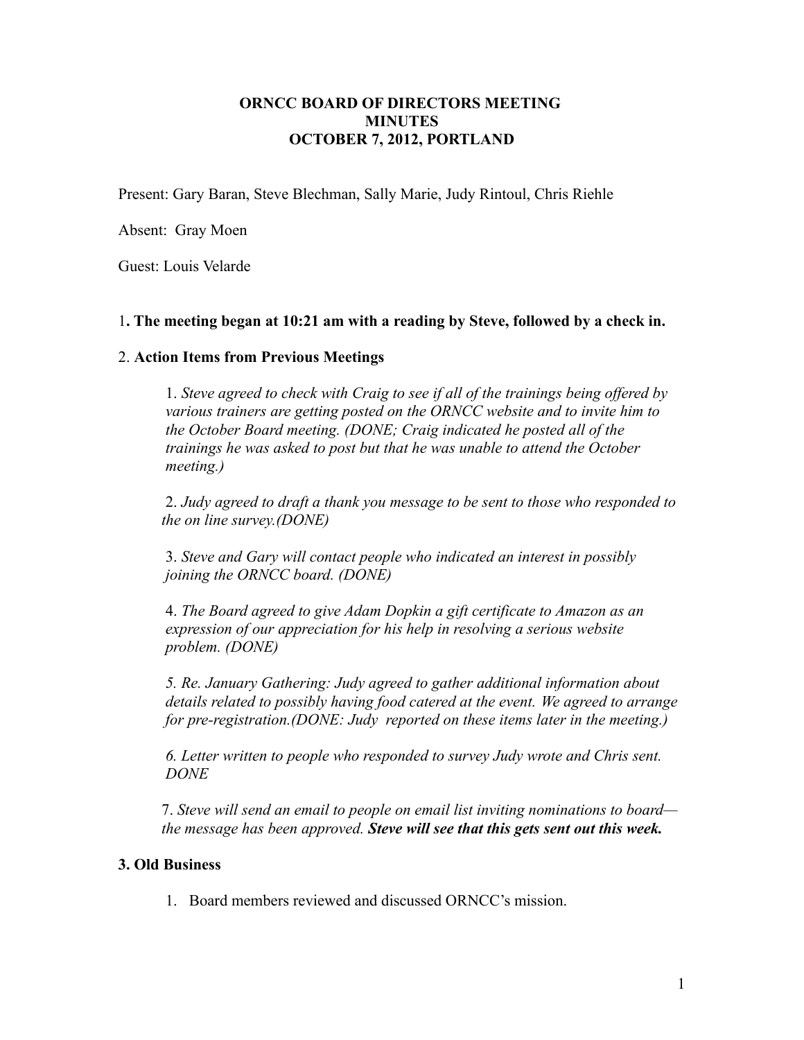**ORNCC BOARD OF DIRECTORS MEETING**
**MINUTES**
**OCTOBER 7, 2012, PORTLAND**

Present: Gary Baran, Steve Blechman, Sally Marie, Judy Rintoul, Chris Riehle

Absent: Gray Moen

Guest: Louis Velarde

1**. The meeting began at 10:21 am with a reading by Steve, followed by a check in.**

2. **Action Items from Previous Meetings**

1. *Steve agreed to check with Craig to see if all of the trainings being offered by various trainers are getting posted on the ORNCC website and to invite him to the October Board meeting. (DONE; Craig indicated he posted all of the trainings he was asked to post but that he was unable to attend the October meeting.)*

2. *Judy agreed to draft a thank you message to be sent to those who responded to the on line survey.(DONE)*

3. *Steve and Gary will contact people who indicated an interest in possibly joining the ORNCC board. (DONE)*

4. *The Board agreed to give Adam Dopkin a gift certificate to Amazon as an expression of our appreciation for his help in resolving a serious website problem. (DONE)*

*5. Re. January Gathering: Judy agreed to gather additional information about details related to possibly having food catered at the event. We agreed to arrange for pre-registration.(DONE: Judy reported on these items later in the meeting.)*

*6. Letter written to people who responded to survey Judy wrote and Chris sent. DONE*

7. *Steve will send an email to people on email list inviting nominations to board—the message has been approved.* ***Steve will see that this gets sent out this week.***

**3. Old Business**

1. Board members reviewed and discussed ORNCC's mission.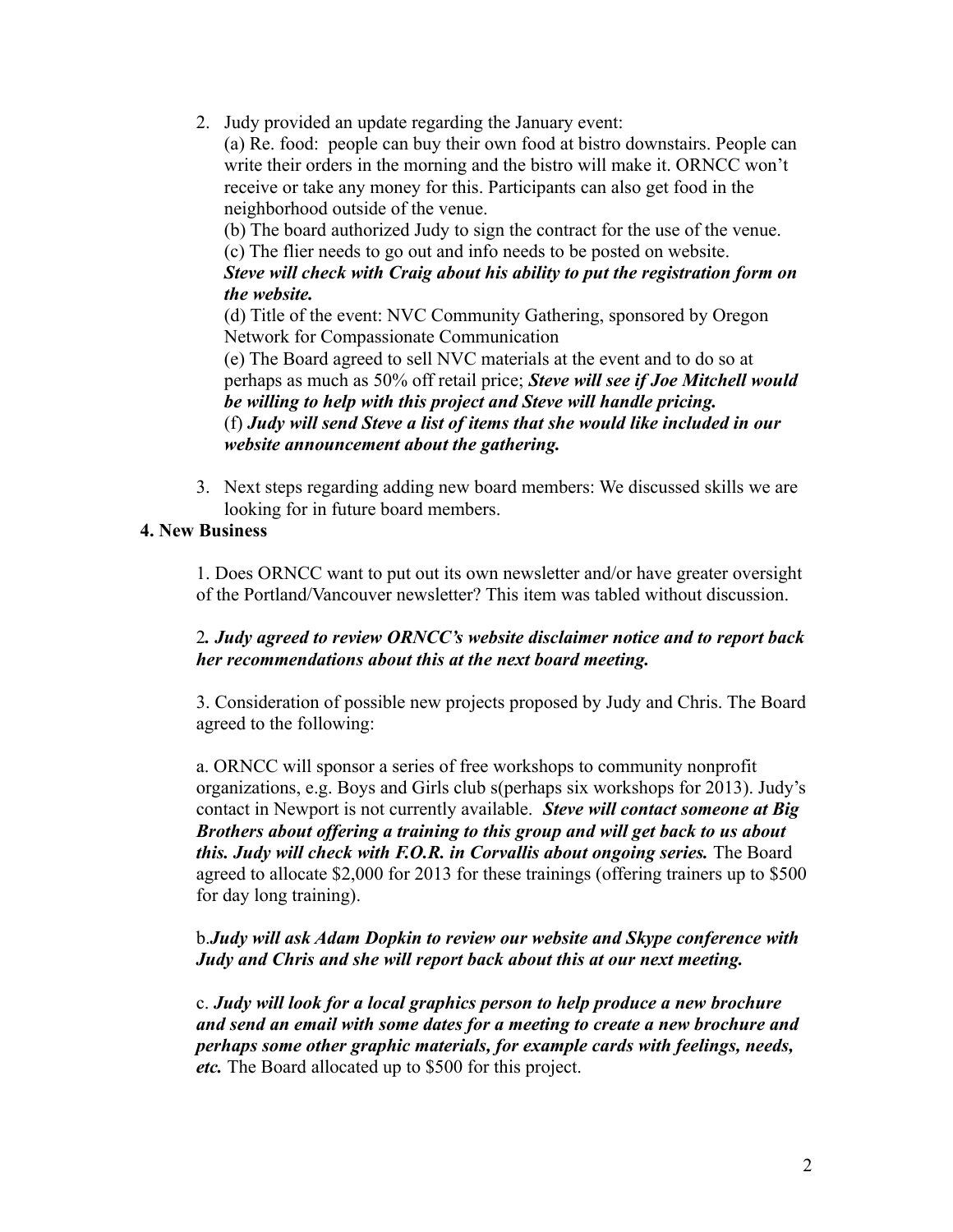2. Judy provided an update regarding the January event:

   (a) Re. food: people can buy their own food at bistro downstairs. People can write their orders in the morning and the bistro will make it. ORNCC won't receive or take any money for this. Participants can also get food in the neighborhood outside of the venue.

   (b) The board authorized Judy to sign the contract for the use of the venue.

   (c) The flier needs to go out and info needs to be posted on website. ***Steve will check with Craig about his ability to put the registration form on the website.***

   (d) Title of the event: NVC Community Gathering, sponsored by Oregon Network for Compassionate Communication

   (e) The Board agreed to sell NVC materials at the event and to do so at perhaps as much as 50% off retail price; ***Steve will see if Joe Mitchell would be willing to help with this project and Steve will handle pricing.***

   (f) ***Judy will send Steve a list of items that she would like included in our website announcement about the gathering.***

3. Next steps regarding adding new board members: We discussed skills we are looking for in future board members.

**4. New Business**

1. Does ORNCC want to put out its own newsletter and/or have greater oversight of the Portland/Vancouver newsletter? This item was tabled without discussion.

2***. Judy agreed to review ORNCC's website disclaimer notice and to report back her recommendations about this at the next board meeting.***

3. Consideration of possible new projects proposed by Judy and Chris. The Board agreed to the following:

a. ORNCC will sponsor a series of free workshops to community nonprofit organizations, e.g. Boys and Girls club s(perhaps six workshops for 2013). Judy's contact in Newport is not currently available. ***Steve will contact someone at Big Brothers about offering a training to this group and will get back to us about this. Judy will check with F.O.R. in Corvallis about ongoing series.*** The Board agreed to allocate $2,000 for 2013 for these trainings (offering trainers up to $500 for day long training).

b.***Judy will ask Adam Dopkin to review our website and Skype conference with Judy and Chris and she will report back about this at our next meeting.***

c. ***Judy will look for a local graphics person to help produce a new brochure and send an email with some dates for a meeting to create a new brochure and perhaps some other graphic materials, for example cards with feelings, needs, etc.*** The Board allocated up to $500 for this project.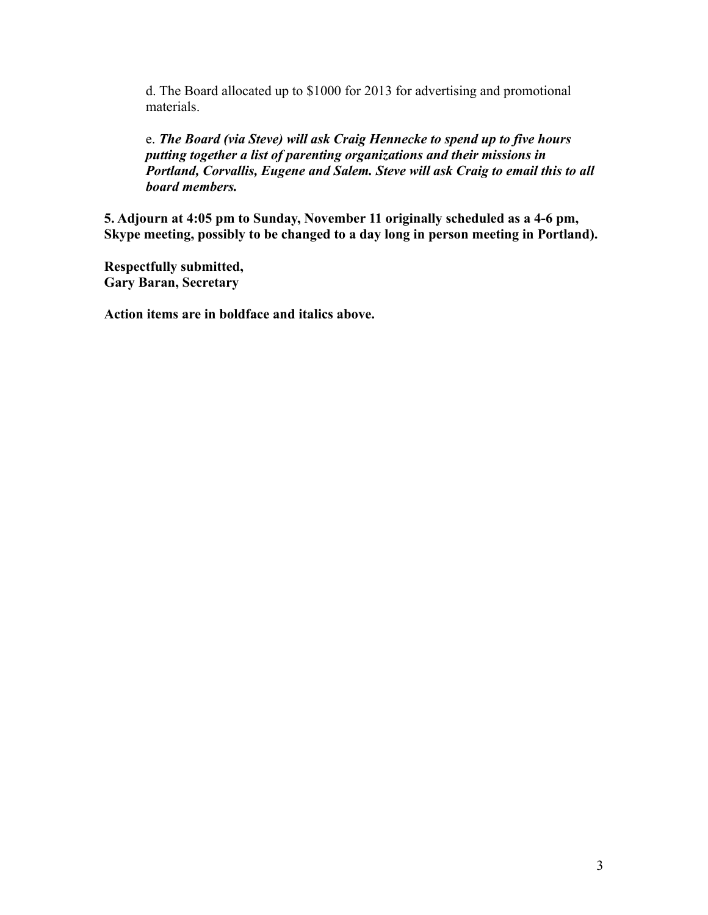d. The Board allocated up to $1000 for 2013 for advertising and promotional materials.

e. ***The Board (via Steve) will ask Craig Hennecke to spend up to five hours putting together a list of parenting organizations and their missions in Portland, Corvallis, Eugene and Salem. Steve will ask Craig to email this to all board members.***

**5. Adjourn at 4:05 pm to Sunday, November 11 originally scheduled as a 4-6 pm, Skype meeting, possibly to be changed to a day long in person meeting in Portland).**

**Respectfully submitted,**
**Gary Baran, Secretary**

**Action items are in boldface and italics above.**